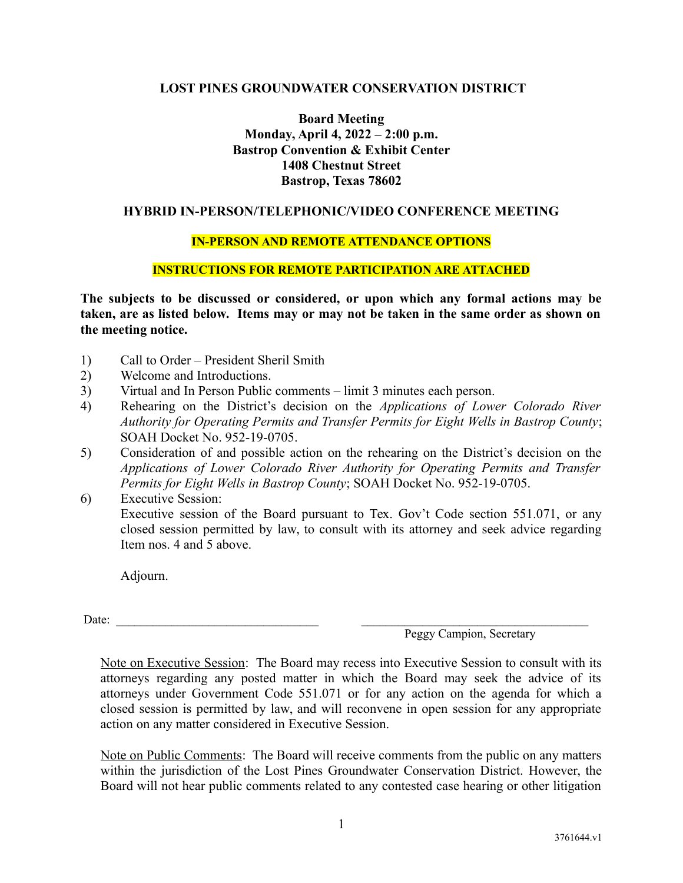# LOST PINES GROUNDWATER CONSERVATION DISTRICT

**Board Meeting**
**Monday, April 4, 2022 – 2:00 p.m.**
**Bastrop Convention & Exhibit Center**
**1408 Chestnut Street**
**Bastrop, Texas 78602**

## HYBRID IN-PERSON/TELEPHONIC/VIDEO CONFERENCE MEETING

**IN-PERSON AND REMOTE ATTENDANCE OPTIONS**

**INSTRUCTIONS FOR REMOTE PARTICIPATION ARE ATTACHED**

**The subjects to be discussed or considered, or upon which any formal actions may be taken, are as listed below. Items may or may not be taken in the same order as shown on the meeting notice.**

1) Call to Order – President Sheril Smith
2) Welcome and Introductions.
3) Virtual and In Person Public comments – limit 3 minutes each person.
4) Rehearing on the District's decision on the *Applications of Lower Colorado River Authority for Operating Permits and Transfer Permits for Eight Wells in Bastrop County*; SOAH Docket No. 952-19-0705.
5) Consideration of and possible action on the rehearing on the District's decision on the *Applications of Lower Colorado River Authority for Operating Permits and Transfer Permits for Eight Wells in Bastrop County*; SOAH Docket No. 952-19-0705.
6) Executive Session:
   Executive session of the Board pursuant to Tex. Gov't Code section 551.071, or any closed session permitted by law, to consult with its attorney and seek advice regarding Item nos. 4 and 5 above.

   Adjourn.

Date: ________________________________ ____________________________________
Peggy Campion, Secretary

Note on Executive Session: The Board may recess into Executive Session to consult with its attorneys regarding any posted matter in which the Board may seek the advice of its attorneys under Government Code 551.071 or for any action on the agenda for which a closed session is permitted by law, and will reconvene in open session for any appropriate action on any matter considered in Executive Session.

Note on Public Comments: The Board will receive comments from the public on any matters within the jurisdiction of the Lost Pines Groundwater Conservation District. However, the Board will not hear public comments related to any contested case hearing or other litigation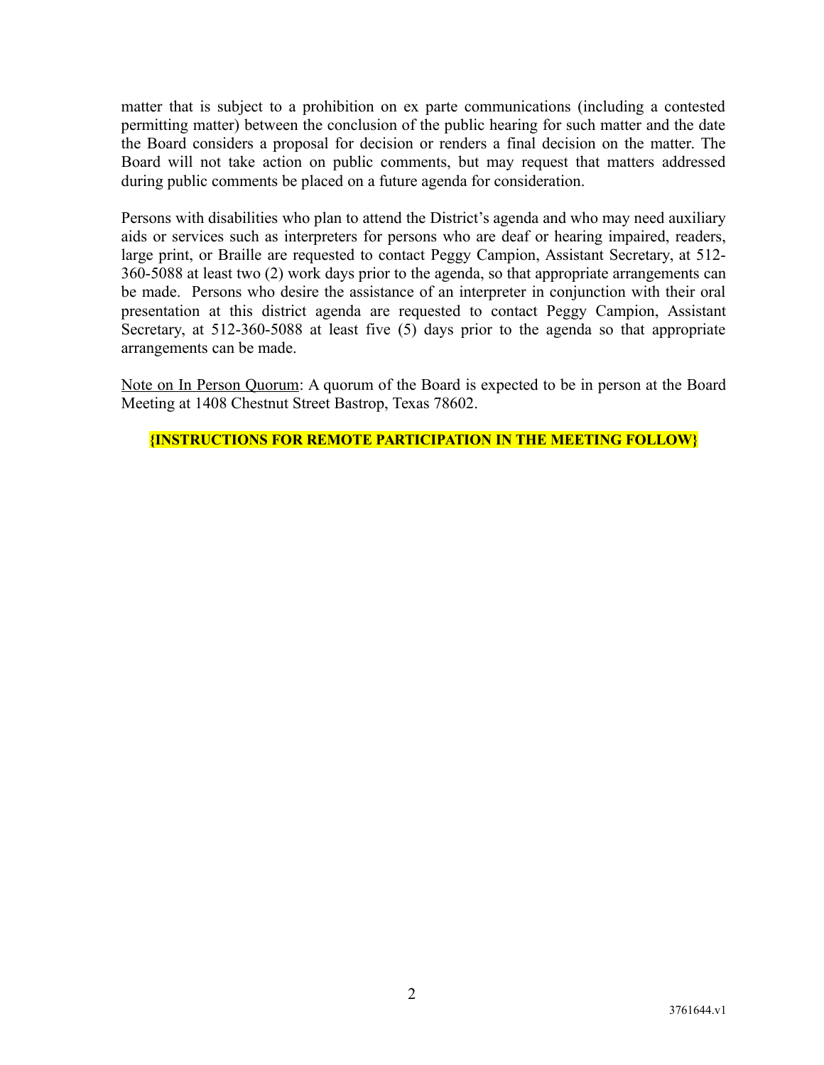matter that is subject to a prohibition on ex parte communications (including a contested permitting matter) between the conclusion of the public hearing for such matter and the date the Board considers a proposal for decision or renders a final decision on the matter. The Board will not take action on public comments, but may request that matters addressed during public comments be placed on a future agenda for consideration.

Persons with disabilities who plan to attend the District's agenda and who may need auxiliary aids or services such as interpreters for persons who are deaf or hearing impaired, readers, large print, or Braille are requested to contact Peggy Campion, Assistant Secretary, at 512-360-5088 at least two (2) work days prior to the agenda, so that appropriate arrangements can be made. Persons who desire the assistance of an interpreter in conjunction with their oral presentation at this district agenda are requested to contact Peggy Campion, Assistant Secretary, at 512-360-5088 at least five (5) days prior to the agenda so that appropriate arrangements can be made.

<u>Note on In Person Quorum</u>: A quorum of the Board is expected to be in person at the Board Meeting at 1408 Chestnut Street Bastrop, Texas 78602.

**{INSTRUCTIONS FOR REMOTE PARTICIPATION IN THE MEETING FOLLOW}**

3761644.v1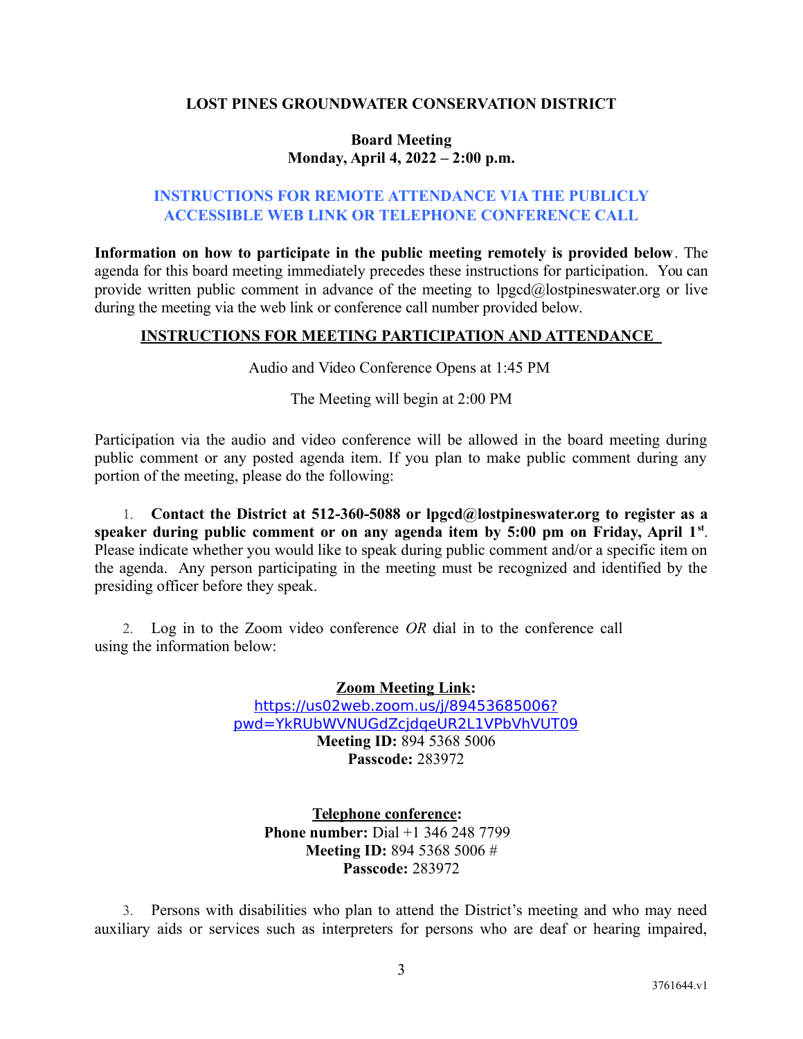**LOST PINES GROUNDWATER CONSERVATION DISTRICT**

**Board Meeting**
**Monday, April 4, 2022 – 2:00 p.m.**

**INSTRUCTIONS FOR REMOTE ATTENDANCE VIA THE PUBLICLY ACCESSIBLE WEB LINK OR TELEPHONE CONFERENCE CALL**

**Information on how to participate in the public meeting remotely is provided below**. The agenda for this board meeting immediately precedes these instructions for participation. You can provide written public comment in advance of the meeting to lpgcd@lostpineswater.org or live during the meeting via the web link or conference call number provided below.

**INSTRUCTIONS FOR MEETING PARTICIPATION AND ATTENDANCE**

Audio and Video Conference Opens at 1:45 PM

The Meeting will begin at 2:00 PM

Participation via the audio and video conference will be allowed in the board meeting during public comment or any posted agenda item. If you plan to make public comment during any portion of the meeting, please do the following:

1. **Contact the District at 512-360-5088 or lpgcd@lostpineswater.org to register as a speaker during public comment or on any agenda item by 5:00 pm on Friday, April 1st**. Please indicate whether you would like to speak during public comment and/or a specific item on the agenda. Any person participating in the meeting must be recognized and identified by the presiding officer before they speak.

2. Log in to the Zoom video conference *OR* dial in to the conference call using the information below:

**Zoom Meeting Link:**
https://us02web.zoom.us/j/89453685006?pwd=YkRUbWVNUGdZcjdqeUR2L1VPbVhVUT09
**Meeting ID:** 894 5368 5006
**Passcode:** 283972

**Telephone conference:**
**Phone number:** Dial +1 346 248 7799
**Meeting ID:** 894 5368 5006 #
**Passcode:** 283972

3. Persons with disabilities who plan to attend the District's meeting and who may need auxiliary aids or services such as interpreters for persons who are deaf or hearing impaired,

3761644.v1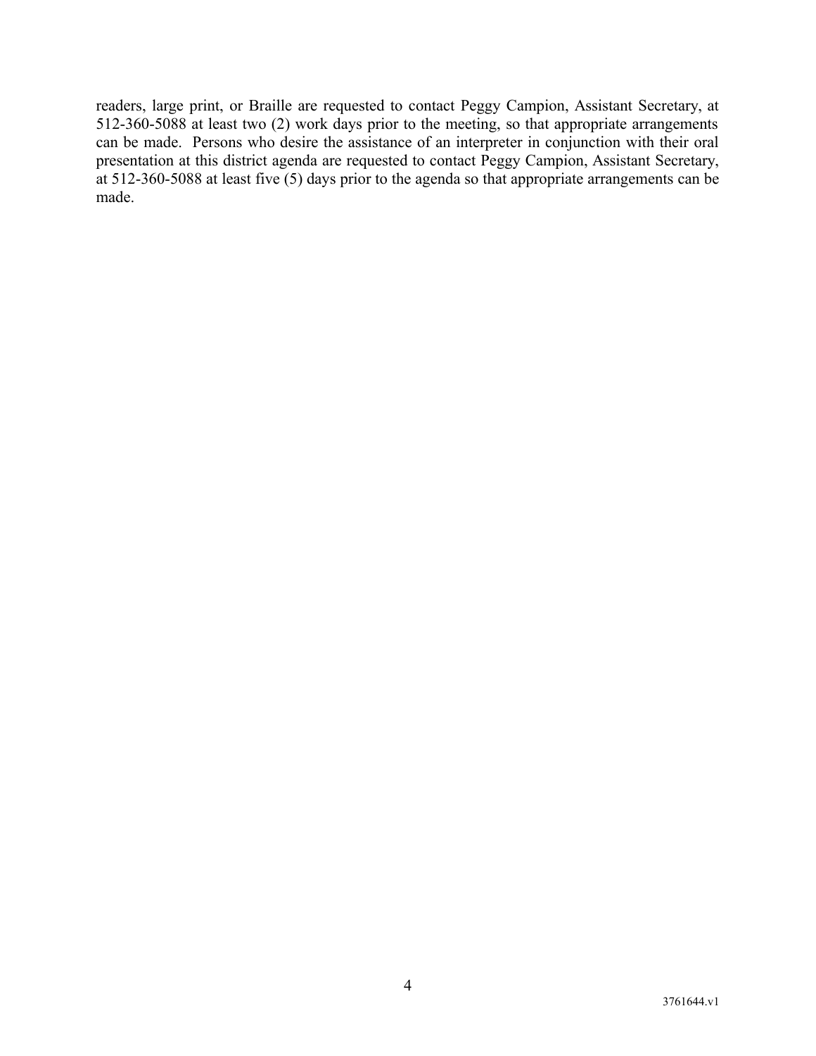readers, large print, or Braille are requested to contact Peggy Campion, Assistant Secretary, at 512-360-5088 at least two (2) work days prior to the meeting, so that appropriate arrangements can be made. Persons who desire the assistance of an interpreter in conjunction with their oral presentation at this district agenda are requested to contact Peggy Campion, Assistant Secretary, at 512-360-5088 at least five (5) days prior to the agenda so that appropriate arrangements can be made.

3761644.v1